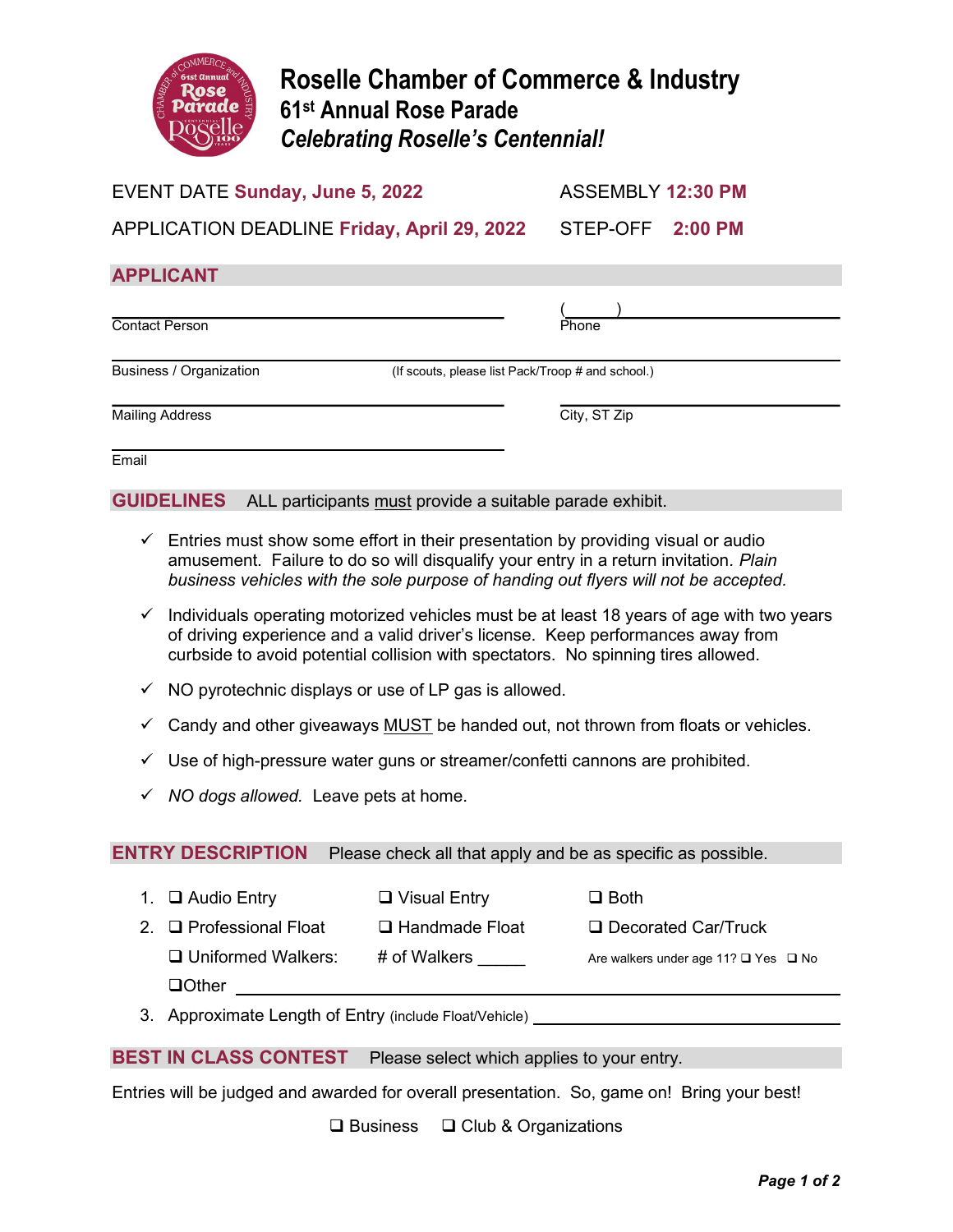# Roselle Chamber of Commerce & Industry

## 61st Annual Rose Parade

### *Celebrating Roselle's Centennial!*

EVENT DATE **Sunday, June 5, 2022**

ASSEMBLY **12:30 PM**

APPLICATION DEADLINE **Friday, April 29, 2022**

STEP-OFF **2:00 PM**

## APPLICANT

Contact Person ______________________ Phone (_____) ______________________

Business / Organization ______________________ (If scouts, please list Pack/Troop # and school.)

Mailing Address ______________________ City, ST Zip ______________________

Email ______________________

## GUIDELINES

ALL participants must provide a suitable parade exhibit.

- ✓ Entries must show some effort in their presentation by providing visual or audio amusement. Failure to do so will disqualify your entry in a return invitation. *Plain business vehicles with the sole purpose of handing out flyers will not be accepted.*
- ✓ Individuals operating motorized vehicles must be at least 18 years of age with two years of driving experience and a valid driver's license. Keep performances away from curbside to avoid potential collision with spectators. No spinning tires allowed.
- ✓ NO pyrotechnic displays or use of LP gas is allowed.
- ✓ Candy and other giveaways MUST be handed out, not thrown from floats or vehicles.
- ✓ Use of high-pressure water guns or streamer/confetti cannons are prohibited.
- ✓ *NO dogs allowed.* Leave pets at home.

## ENTRY DESCRIPTION

Please check all that apply and be as specific as possible.

1. ❑ Audio Entry ❑ Visual Entry ❑ Both
2. ❑ Professional Float ❑ Handmade Float ❑ Decorated Car/Truck
   ❑ Uniformed Walkers: # of Walkers _____ Are walkers under age 11? ❑ Yes ❑ No
   ❑Other ______________________
3. Approximate Length of Entry (include Float/Vehicle) ______________________

## BEST IN CLASS CONTEST

Please select which applies to your entry.

Entries will be judged and awarded for overall presentation. So, game on! Bring your best!

❑ Business ❑ Club & Organizations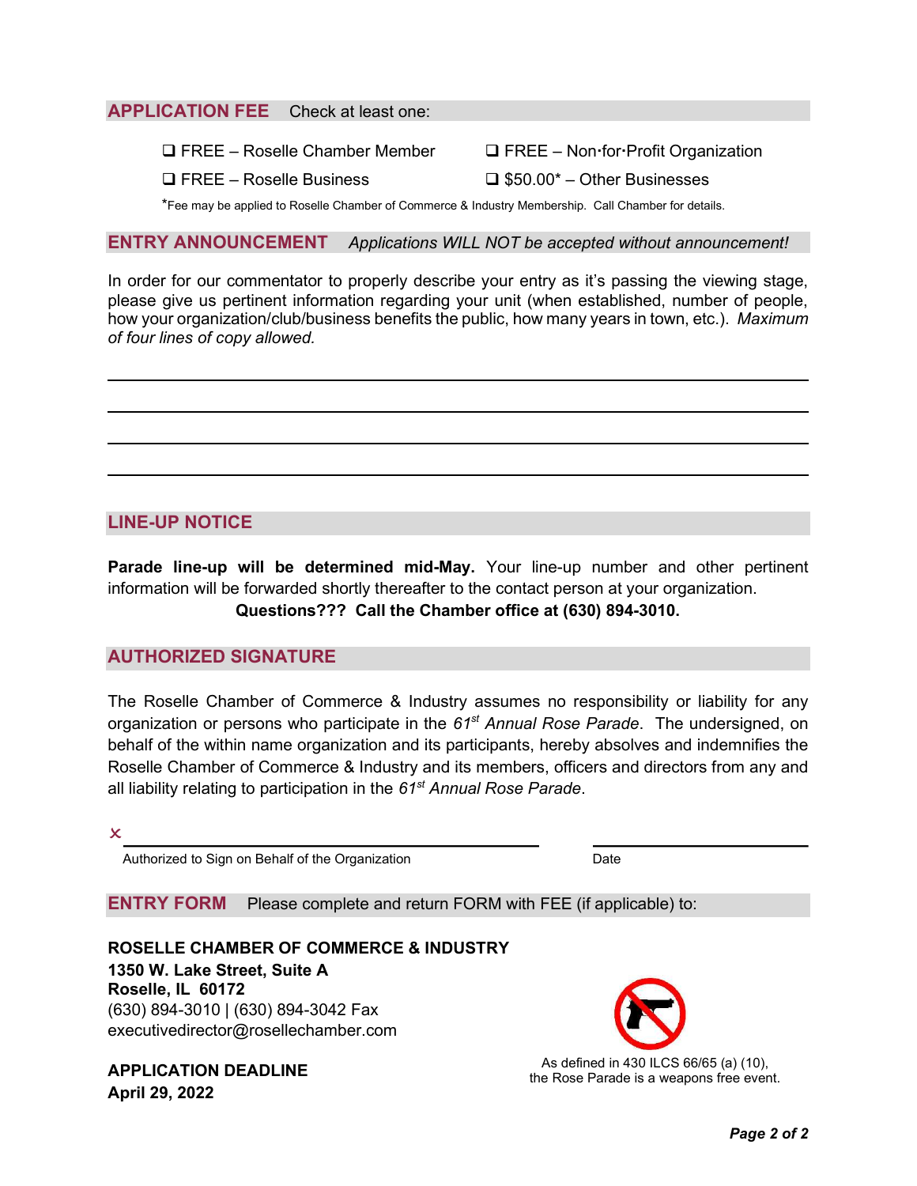## APPLICATION FEE  Check at least one:

- ❑ FREE – Roselle Chamber Member
- ❑ FREE – Non·for·Profit Organization
- ❑ FREE – Roselle Business
- ❑ $50.00* – Other Businesses

*Fee may be applied to Roselle Chamber of Commerce & Industry Membership. Call Chamber for details.

## ENTRY ANNOUNCEMENT  *Applications WILL NOT be accepted without announcement!*

In order for our commentator to properly describe your entry as it's passing the viewing stage, please give us pertinent information regarding your unit (when established, number of people, how your organization/club/business benefits the public, how many years in town, etc.). *Maximum of four lines of copy allowed.*

______________________________________________________________________

______________________________________________________________________

______________________________________________________________________

______________________________________________________________________

## LINE-UP NOTICE

**Parade line-up will be determined mid-May.** Your line-up number and other pertinent information will be forwarded shortly thereafter to the contact person at your organization.

**Questions??? Call the Chamber office at (630) 894-3010.**

## AUTHORIZED SIGNATURE

The Roselle Chamber of Commerce & Industry assumes no responsibility or liability for any organization or persons who participate in the *61st Annual Rose Parade*. The undersigned, on behalf of the within name organization and its participants, hereby absolves and indemnifies the Roselle Chamber of Commerce & Industry and its members, officers and directors from any and all liability relating to participation in the *61st Annual Rose Parade*.

x ______________________________________________  ____________________

Authorized to Sign on Behalf of the Organization  Date

## ENTRY FORM  Please complete and return FORM with FEE (if applicable) to:

**ROSELLE CHAMBER OF COMMERCE & INDUSTRY**
**1350 W. Lake Street, Suite A**
**Roselle, IL 60172**
(630) 894-3010 | (630) 894-3042 Fax
executivedirector@rosellechamber.com

**APPLICATION DEADLINE**
**April 29, 2022**

As defined in 430 ILCS 66/65 (a) (10), the Rose Parade is a weapons free event.